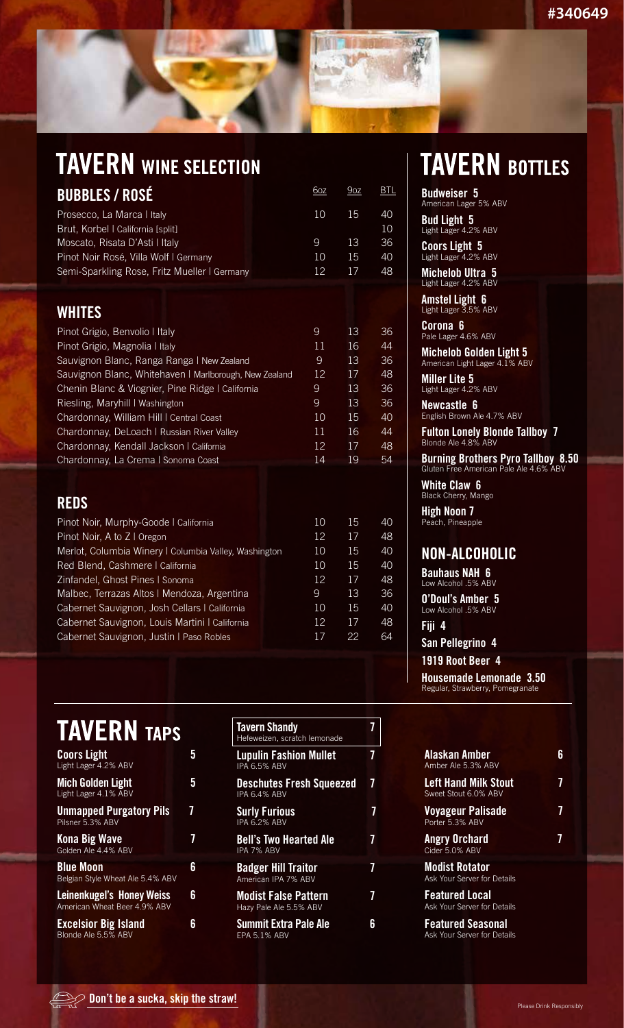# TAVERN WINE SELECTION

## BUBBLES / ROSÉ

| | 6oz | 9oz | BTL |
|---|---|---|---|
| Prosecco, La Marca \| Italy | 10 | 15 | 40 |
| Brut, Korbel \| California [split] | | | 10 |
| Moscato, Risata D'Asti \| Italy | 9 | 13 | 36 |
| Pinot Noir Rosé, Villa Wolf \| Germany | 10 | 15 | 40 |
| Semi-Sparkling Rose, Fritz Mueller \| Germany | 12 | 17 | 48 |

## WHITES

| | 6oz | 9oz | BTL |
|---|---|---|---|
| Pinot Grigio, Benvolio \| Italy | 9 | 13 | 36 |
| Pinot Grigio, Magnolia \| Italy | 11 | 16 | 44 |
| Sauvignon Blanc, Ranga Ranga \| New Zealand | 9 | 13 | 36 |
| Sauvignon Blanc, Whitehaven \| Marlborough, New Zealand | 12 | 17 | 48 |
| Chenin Blanc & Viognier, Pine Ridge \| California | 9 | 13 | 36 |
| Riesling, Maryhill \| Washington | 9 | 13 | 36 |
| Chardonnay, William Hill \| Central Coast | 10 | 15 | 40 |
| Chardonnay, DeLoach \| Russian River Valley | 11 | 16 | 44 |
| Chardonnay, Kendall Jackson \| California | 12 | 17 | 48 |
| Chardonnay, La Crema \| Sonoma Coast | 14 | 19 | 54 |

## REDS

| | 6oz | 9oz | BTL |
|---|---|---|---|
| Pinot Noir, Murphy-Goode \| California | 10 | 15 | 40 |
| Pinot Noir, A to Z \| Oregon | 12 | 17 | 48 |
| Merlot, Columbia Winery \| Columbia Valley, Washington | 10 | 15 | 40 |
| Red Blend, Cashmere \| California | 10 | 15 | 40 |
| Zinfandel, Ghost Pines \| Sonoma | 12 | 17 | 48 |
| Malbec, Terrazas Altos \| Mendoza, Argentina | 9 | 13 | 36 |
| Cabernet Sauvignon, Josh Cellars \| California | 10 | 15 | 40 |
| Cabernet Sauvignon, Louis Martini \| California | 12 | 17 | 48 |
| Cabernet Sauvignon, Justin \| Paso Robles | 17 | 22 | 64 |

# TAVERN BOTTLES

**Budweiser 5**
American Lager 5% ABV

**Bud Light 5**
Light Lager 4.2% ABV

**Coors Light 5**
Light Lager 4.2% ABV

**Michelob Ultra 5**
Light Lager 4.2% ABV

**Amstel Light 6**
Light Lager 3.5% ABV

**Corona 6**
Pale Lager 4.6% ABV

**Michelob Golden Light 5**
American Light Lager 4.1% ABV

**Miller Lite 5**
Light Lager 4.2% ABV

**Newcastle 6**
English Brown Ale 4.7% ABV

**Fulton Lonely Blonde Tallboy 7**
Blonde Ale 4.8% ABV

**Burning Brothers Pyro Tallboy 8.50**
Gluten Free American Pale Ale 4.6% ABV

**White Claw 6**
Black Cherry, Mango

**High Noon 7**
Peach, Pineapple

## NON-ALCOHOLIC

**Bauhaus NAH 6**
Low Alcohol .5% ABV

**O'Doul's Amber 5**
Low Alcohol .5% ABV

**Fiji 4**

**San Pellegrino 4**

**1919 Root Beer 4**

**Housemade Lemonade 3.50**
Regular, Strawberry, Pomegranate

# TAVERN TAPS

| | |
|---|---|
| **Coors Light** – Light Lager 4.2% ABV | 5 |
| **Mich Golden Light** – Light Lager 4.1% ABV | 5 |
| **Unmapped Purgatory Pils** – Pilsner 5.3% ABV | 7 |
| **Kona Big Wave** – Golden Ale 4.4% ABV | 7 |
| **Blue Moon** – Belgian Style Wheat Ale 5.4% ABV | 6 |
| **Leinenkugel's Honey Weiss** – American Wheat Beer 4.9% ABV | 6 |
| **Excelsior Big Island** – Blonde Ale 5.5% ABV | 6 |
| **Tavern Shandy** – Hefeweizen, scratch lemonade | 7 |
| **Lupulin Fashion Mullet** – IPA 6.5% ABV | 7 |
| **Deschutes Fresh Squeezed** – IPA 6.4% ABV | 7 |
| **Surly Furious** – IPA 6.2% ABV | 7 |
| **Bell's Two Hearted Ale** – IPA 7% ABV | 7 |
| **Badger Hill Traitor** – American IPA 7% ABV | 7 |
| **Modist False Pattern** – Hazy Pale Ale 5.5% ABV | 7 |
| **Summit Extra Pale Ale** – EPA 5.1% ABV | 6 |
| **Alaskan Amber** – Amber Ale 5.3% ABV | 6 |
| **Left Hand Milk Stout** – Sweet Stout 6.0% ABV | 7 |
| **Voyageur Palisade** – Porter 5.3% ABV | 7 |
| **Angry Orchard** – Cider 5.0% ABV | 7 |
| **Modist Rotator** – Ask Your Server for Details | |
| **Featured Local** – Ask Your Server for Details | |
| **Featured Seasonal** – Ask Your Server for Details | |

**Don't be a sucka, skip the straw!**

Please Drink Responsibly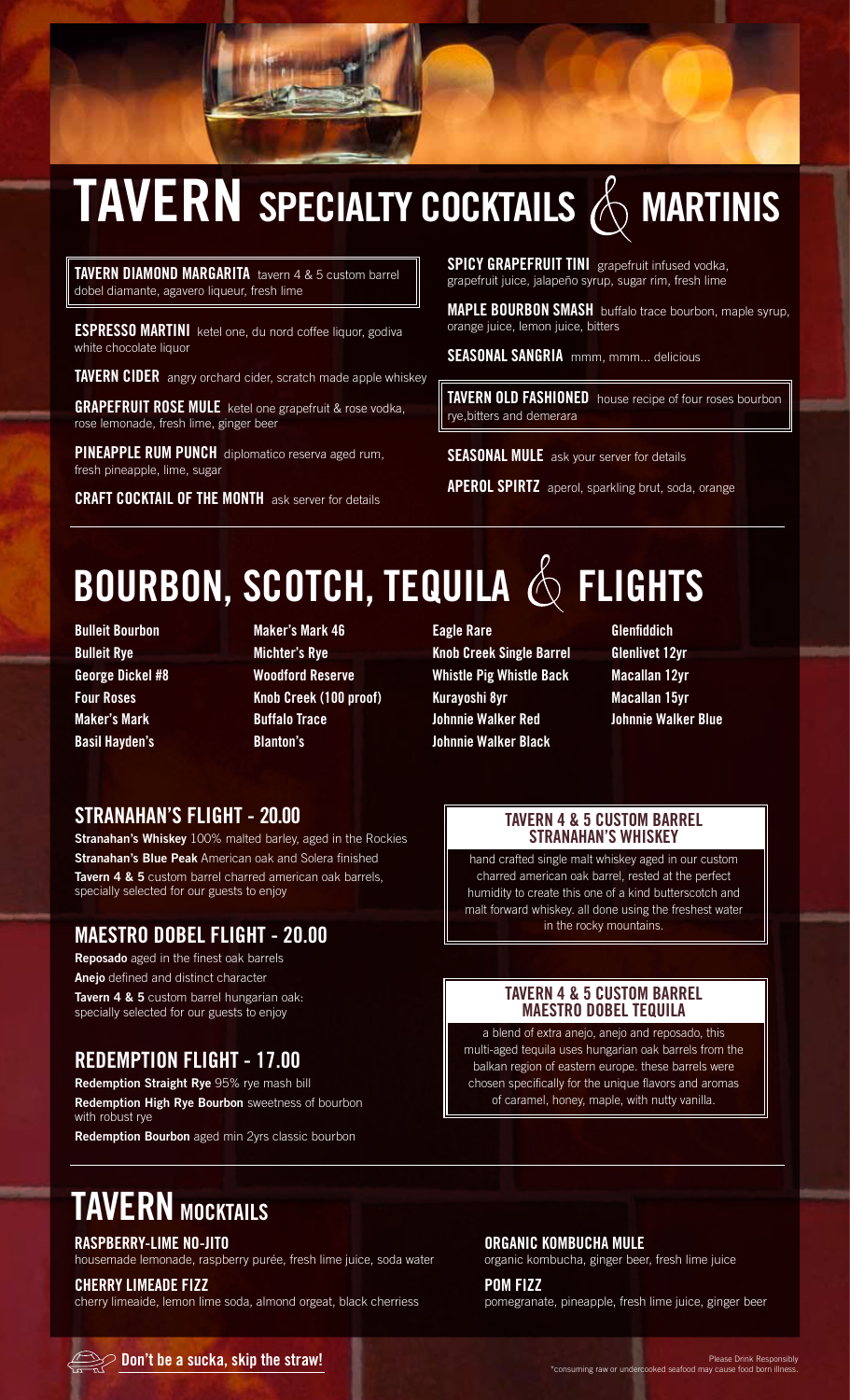# TAVERN SPECIALTY COCKTAILS & MARTINIS

**TAVERN DIAMOND MARGARITA** tavern 4 & 5 custom barrel dobel diamante, agavero liqueur, fresh lime

**ESPRESSO MARTINI** ketel one, du nord coffee liquor, godiva white chocolate liquor

**TAVERN CIDER** angry orchard cider, scratch made apple whiskey

**GRAPEFRUIT ROSE MULE** ketel one grapefruit & rose vodka, rose lemonade, fresh lime, ginger beer

**PINEAPPLE RUM PUNCH** diplomatico reserva aged rum, fresh pineapple, lime, sugar

**CRAFT COCKTAIL OF THE MONTH** ask server for details

**SPICY GRAPEFRUIT TINI** grapefruit infused vodka, grapefruit juice, jalapeño syrup, sugar rim, fresh lime

**MAPLE BOURBON SMASH** buffalo trace bourbon, maple syrup, orange juice, lemon juice, bitters

**SEASONAL SANGRIA** mmm, mmm... delicious

**TAVERN OLD FASHIONED** house recipe of four roses bourbon rye,bitters and demerara

**SEASONAL MULE** ask your server for details

**APEROL SPIRTZ** aperol, sparkling brut, soda, orange

# BOURBON, SCOTCH, TEQUILA & FLIGHTS

**Bulleit Bourbon**
**Bulleit Rye**
**George Dickel #8**
**Four Roses**
**Maker's Mark**
**Basil Hayden's**

**Maker's Mark 46**
**Michter's Rye**
**Woodford Reserve**
**Knob Creek (100 proof)**
**Buffalo Trace**
**Blanton's**

**Eagle Rare**
**Knob Creek Single Barrel**
**Whistle Pig Whistle Back**
**Kurayoshi 8yr**
**Johnnie Walker Red**
**Johnnie Walker Black**

**Glenfiddich**
**Glenlivet 12yr**
**Macallan 12yr**
**Macallan 15yr**
**Johnnie Walker Blue**

## STRANAHAN'S FLIGHT - 20.00

**Stranahan's Whiskey** 100% malted barley, aged in the Rockies
**Stranahan's Blue Peak** American oak and Solera finished
**Tavern 4 & 5** custom barrel charred american oak barrels, specially selected for our guests to enjoy

## MAESTRO DOBEL FLIGHT - 20.00

**Reposado** aged in the finest oak barrels
**Anejo** defined and distinct character
**Tavern 4 & 5** custom barrel hungarian oak: specially selected for our guests to enjoy

## REDEMPTION FLIGHT - 17.00

**Redemption Straight Rye** 95% rye mash bill
**Redemption High Rye Bourbon** sweetness of bourbon with robust rye
**Redemption Bourbon** aged min 2yrs classic bourbon

### TAVERN 4 & 5 CUSTOM BARREL STRANAHAN'S WHISKEY

hand crafted single malt whiskey aged in our custom charred american oak barrel, rested at the perfect humidity to create this one of a kind butterscotch and malt forward whiskey. all done using the freshest water in the rocky mountains.

### TAVERN 4 & 5 CUSTOM BARREL MAESTRO DOBEL TEQUILA

a blend of extra anejo, anejo and reposado, this multi-aged tequila uses hungarian oak barrels from the balkan region of eastern europe. these barrels were chosen specifically for the unique flavors and aromas of caramel, honey, maple, with nutty vanilla.

# TAVERN MOCKTAILS

**RASPBERRY-LIME NO-JITO**
housemade lemonade, raspberry purée, fresh lime juice, soda water

**CHERRY LIMEADE FIZZ**
cherry limeaide, lemon lime soda, almond orgeat, black cherriess

**ORGANIC KOMBUCHA MULE**
organic kombucha, ginger beer, fresh lime juice

**POM FIZZ**
pomegranate, pineapple, fresh lime juice, ginger beer

**Don't be a sucka, skip the straw!**

Please Drink Responsibly
*consuming raw or undercooked seafood may cause food born illness.